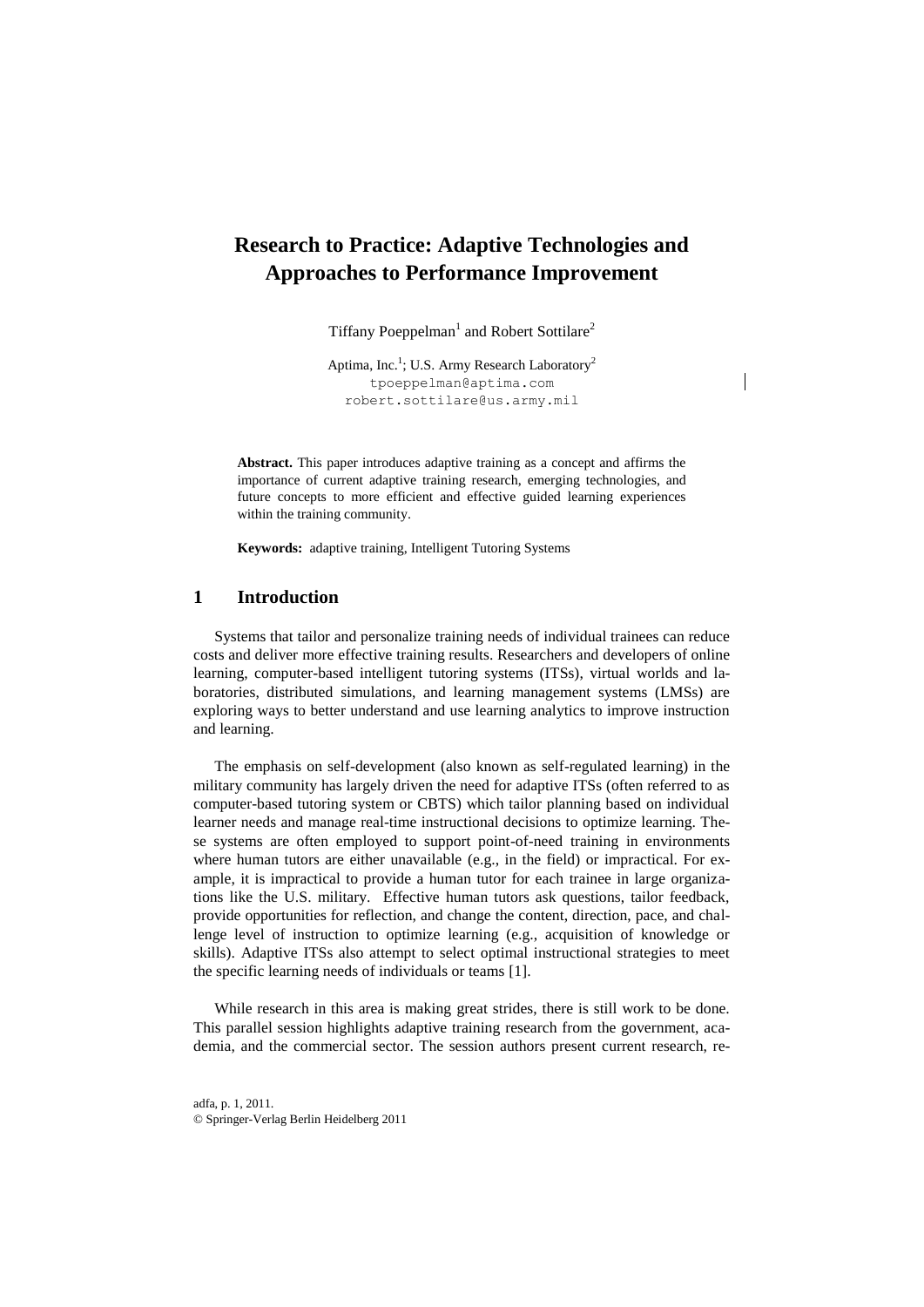# Research to Practice: Adaptive Technologies and Approaches to Performance Improvement

Tiffany Poeppelman[1] and Robert Sottilare[2]

Aptima, Inc.[1]; U.S. Army Research Laboratory[2]
tpoeppelman@aptima.com
robert.sottilare@us.army.mil

**Abstract.** This paper introduces adaptive training as a concept and affirms the importance of current adaptive training research, emerging technologies, and future concepts to more efficient and effective guided learning experiences within the training community.

**Keywords:** adaptive training, Intelligent Tutoring Systems

## 1 Introduction

Systems that tailor and personalize training needs of individual trainees can reduce costs and deliver more effective training results. Researchers and developers of online learning, computer-based intelligent tutoring systems (ITSs), virtual worlds and laboratories, distributed simulations, and learning management systems (LMSs) are exploring ways to better understand and use learning analytics to improve instruction and learning.

The emphasis on self-development (also known as self-regulated learning) in the military community has largely driven the need for adaptive ITSs (often referred to as computer-based tutoring system or CBTS) which tailor planning based on individual learner needs and manage real-time instructional decisions to optimize learning. These systems are often employed to support point-of-need training in environments where human tutors are either unavailable (e.g., in the field) or impractical. For example, it is impractical to provide a human tutor for each trainee in large organizations like the U.S. military. Effective human tutors ask questions, tailor feedback, provide opportunities for reflection, and change the content, direction, pace, and challenge level of instruction to optimize learning (e.g., acquisition of knowledge or skills). Adaptive ITSs also attempt to select optimal instructional strategies to meet the specific learning needs of individuals or teams [1].

While research in this area is making great strides, there is still work to be done. This parallel session highlights adaptive training research from the government, academia, and the commercial sector. The session authors present current research, re-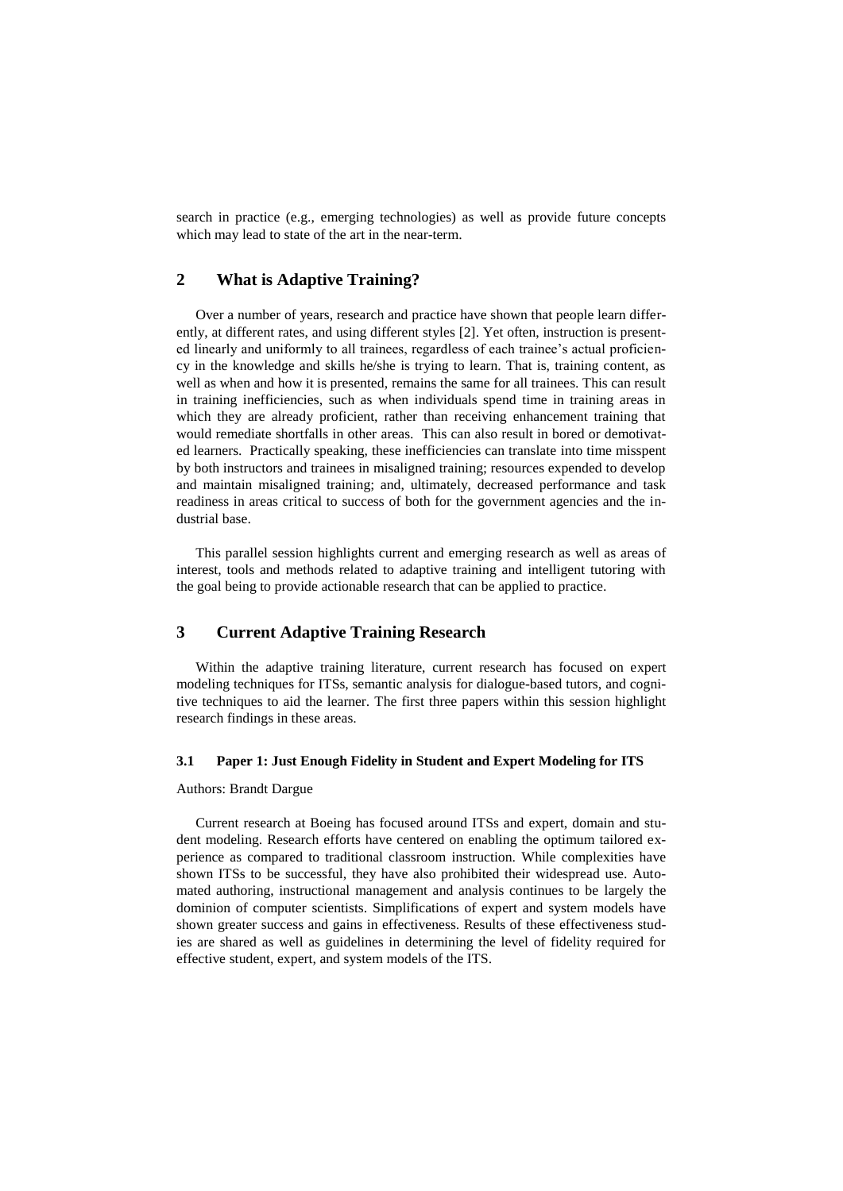search in practice (e.g., emerging technologies) as well as provide future concepts which may lead to state of the art in the near-term.

## 2 What is Adaptive Training?

Over a number of years, research and practice have shown that people learn differently, at different rates, and using different styles [2]. Yet often, instruction is presented linearly and uniformly to all trainees, regardless of each trainee's actual proficiency in the knowledge and skills he/she is trying to learn. That is, training content, as well as when and how it is presented, remains the same for all trainees. This can result in training inefficiencies, such as when individuals spend time in training areas in which they are already proficient, rather than receiving enhancement training that would remediate shortfalls in other areas. This can also result in bored or demotivated learners. Practically speaking, these inefficiencies can translate into time misspent by both instructors and trainees in misaligned training; resources expended to develop and maintain misaligned training; and, ultimately, decreased performance and task readiness in areas critical to success of both for the government agencies and the industrial base.

This parallel session highlights current and emerging research as well as areas of interest, tools and methods related to adaptive training and intelligent tutoring with the goal being to provide actionable research that can be applied to practice.

## 3 Current Adaptive Training Research

Within the adaptive training literature, current research has focused on expert modeling techniques for ITSs, semantic analysis for dialogue-based tutors, and cognitive techniques to aid the learner. The first three papers within this session highlight research findings in these areas.

### 3.1 Paper 1: Just Enough Fidelity in Student and Expert Modeling for ITS

Authors: Brandt Dargue

Current research at Boeing has focused around ITSs and expert, domain and student modeling. Research efforts have centered on enabling the optimum tailored experience as compared to traditional classroom instruction. While complexities have shown ITSs to be successful, they have also prohibited their widespread use. Automated authoring, instructional management and analysis continues to be largely the dominion of computer scientists. Simplifications of expert and system models have shown greater success and gains in effectiveness. Results of these effectiveness studies are shared as well as guidelines in determining the level of fidelity required for effective student, expert, and system models of the ITS.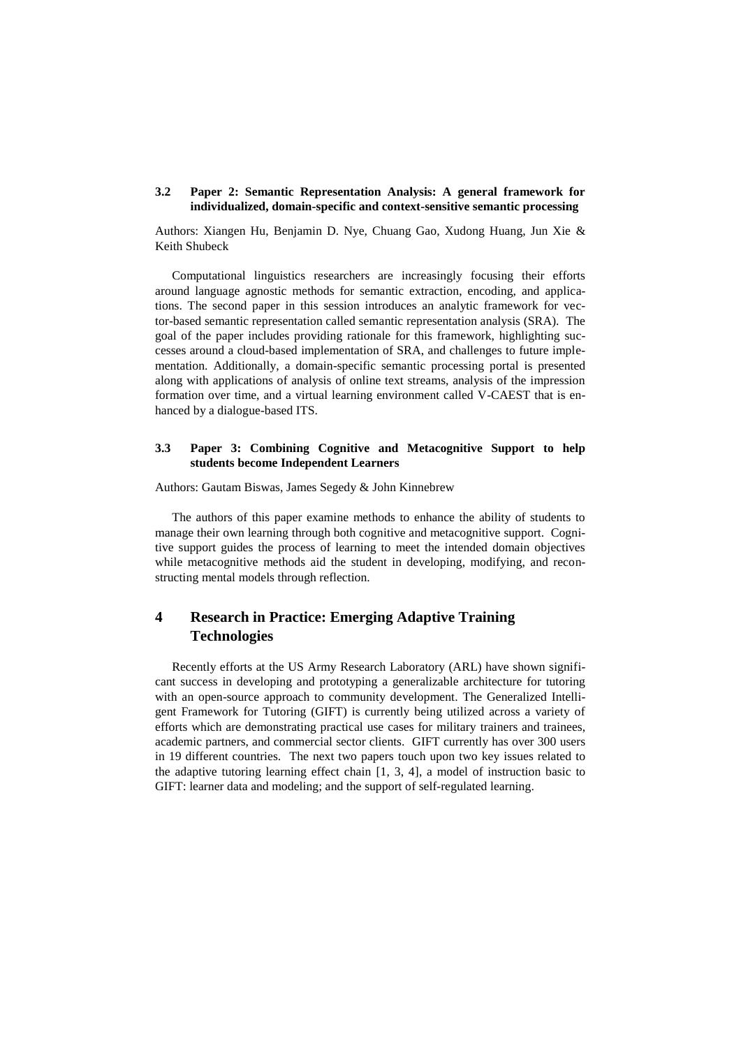### 3.2 Paper 2: Semantic Representation Analysis: A general framework for individualized, domain-specific and context-sensitive semantic processing

Authors: Xiangen Hu, Benjamin D. Nye, Chuang Gao, Xudong Huang, Jun Xie & Keith Shubeck

Computational linguistics researchers are increasingly focusing their efforts around language agnostic methods for semantic extraction, encoding, and applications. The second paper in this session introduces an analytic framework for vector-based semantic representation called semantic representation analysis (SRA). The goal of the paper includes providing rationale for this framework, highlighting successes around a cloud-based implementation of SRA, and challenges to future implementation. Additionally, a domain-specific semantic processing portal is presented along with applications of analysis of online text streams, analysis of the impression formation over time, and a virtual learning environment called V-CAEST that is enhanced by a dialogue-based ITS.

### 3.3 Paper 3: Combining Cognitive and Metacognitive Support to help students become Independent Learners

Authors: Gautam Biswas, James Segedy & John Kinnebrew

The authors of this paper examine methods to enhance the ability of students to manage their own learning through both cognitive and metacognitive support. Cognitive support guides the process of learning to meet the intended domain objectives while metacognitive methods aid the student in developing, modifying, and reconstructing mental models through reflection.

## 4 Research in Practice: Emerging Adaptive Training Technologies

Recently efforts at the US Army Research Laboratory (ARL) have shown significant success in developing and prototyping a generalizable architecture for tutoring with an open-source approach to community development. The Generalized Intelligent Framework for Tutoring (GIFT) is currently being utilized across a variety of efforts which are demonstrating practical use cases for military trainers and trainees, academic partners, and commercial sector clients. GIFT currently has over 300 users in 19 different countries. The next two papers touch upon two key issues related to the adaptive tutoring learning effect chain [1, 3, 4], a model of instruction basic to GIFT: learner data and modeling; and the support of self-regulated learning.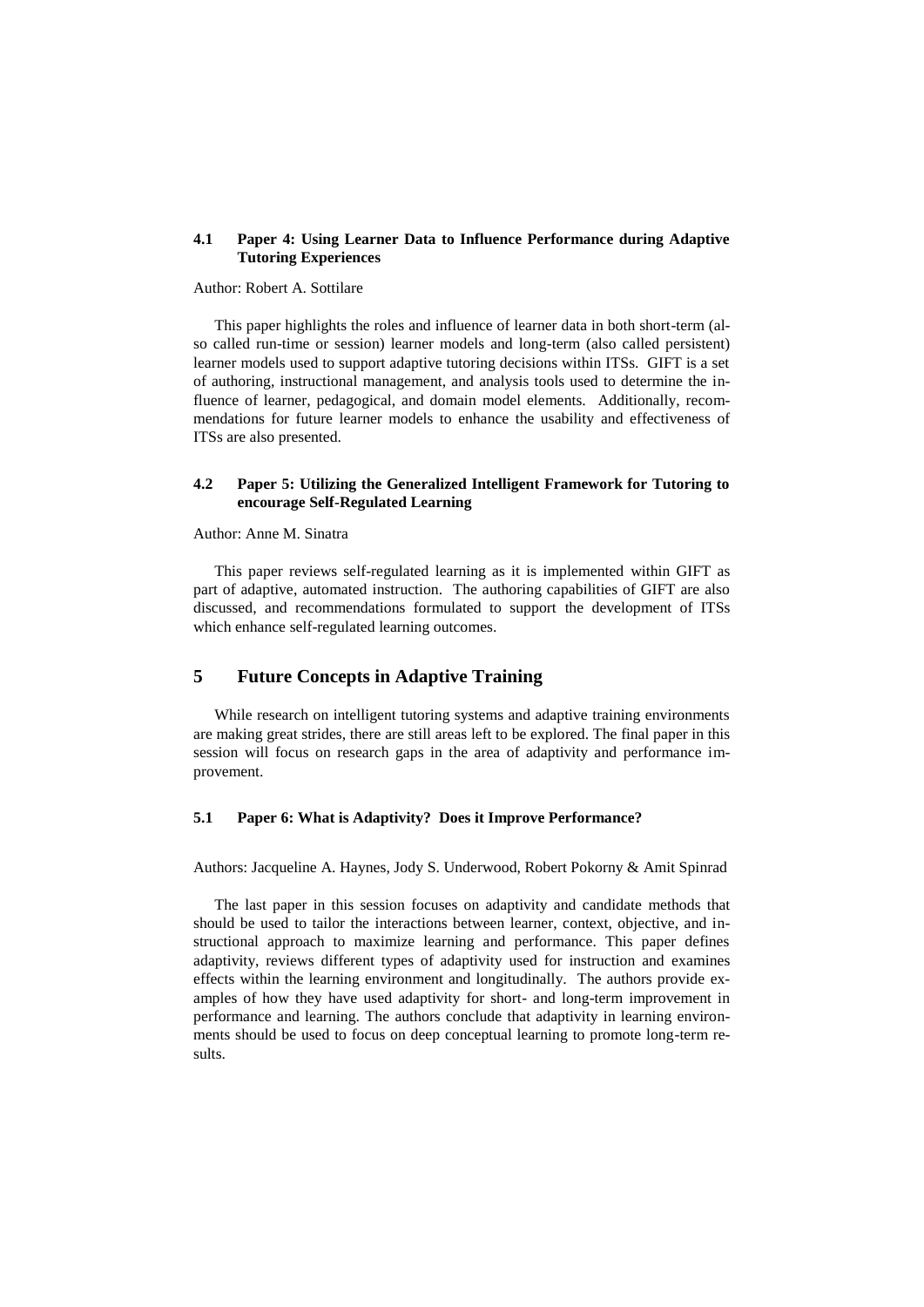### 4.1 Paper 4: Using Learner Data to Influence Performance during Adaptive Tutoring Experiences

Author: Robert A. Sottilare

This paper highlights the roles and influence of learner data in both short-term (also called run-time or session) learner models and long-term (also called persistent) learner models used to support adaptive tutoring decisions within ITSs. GIFT is a set of authoring, instructional management, and analysis tools used to determine the influence of learner, pedagogical, and domain model elements. Additionally, recommendations for future learner models to enhance the usability and effectiveness of ITSs are also presented.

### 4.2 Paper 5: Utilizing the Generalized Intelligent Framework for Tutoring to encourage Self-Regulated Learning

Author: Anne M. Sinatra

This paper reviews self-regulated learning as it is implemented within GIFT as part of adaptive, automated instruction. The authoring capabilities of GIFT are also discussed, and recommendations formulated to support the development of ITSs which enhance self-regulated learning outcomes.

## 5 Future Concepts in Adaptive Training

While research on intelligent tutoring systems and adaptive training environments are making great strides, there are still areas left to be explored. The final paper in this session will focus on research gaps in the area of adaptivity and performance improvement.

### 5.1 Paper 6: What is Adaptivity? Does it Improve Performance?

Authors: Jacqueline A. Haynes, Jody S. Underwood, Robert Pokorny & Amit Spinrad

The last paper in this session focuses on adaptivity and candidate methods that should be used to tailor the interactions between learner, context, objective, and instructional approach to maximize learning and performance. This paper defines adaptivity, reviews different types of adaptivity used for instruction and examines effects within the learning environment and longitudinally. The authors provide examples of how they have used adaptivity for short- and long-term improvement in performance and learning. The authors conclude that adaptivity in learning environments should be used to focus on deep conceptual learning to promote long-term results.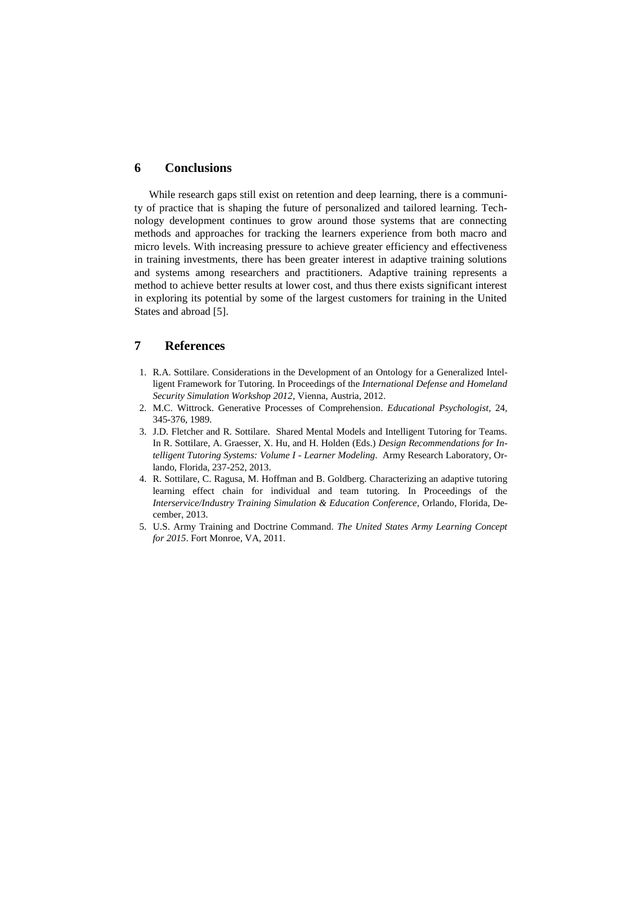## 6 Conclusions

While research gaps still exist on retention and deep learning, there is a community of practice that is shaping the future of personalized and tailored learning. Technology development continues to grow around those systems that are connecting methods and approaches for tracking the learners experience from both macro and micro levels. With increasing pressure to achieve greater efficiency and effectiveness in training investments, there has been greater interest in adaptive training solutions and systems among researchers and practitioners. Adaptive training represents a method to achieve better results at lower cost, and thus there exists significant interest in exploring its potential by some of the largest customers for training in the United States and abroad [5].

## 7 References

1. R.A. Sottilare. Considerations in the Development of an Ontology for a Generalized Intelligent Framework for Tutoring. In Proceedings of the *International Defense and Homeland Security Simulation Workshop 2012*, Vienna, Austria, 2012.
2. M.C. Wittrock. Generative Processes of Comprehension. *Educational Psychologist*, 24, 345-376, 1989.
3. J.D. Fletcher and R. Sottilare. Shared Mental Models and Intelligent Tutoring for Teams. In R. Sottilare, A. Graesser, X. Hu, and H. Holden (Eds.) *Design Recommendations for Intelligent Tutoring Systems: Volume I - Learner Modeling*. Army Research Laboratory, Orlando, Florida, 237-252, 2013.
4. R. Sottilare, C. Ragusa, M. Hoffman and B. Goldberg. Characterizing an adaptive tutoring learning effect chain for individual and team tutoring. In Proceedings of the *Interservice/Industry Training Simulation & Education Conference*, Orlando, Florida, December, 2013.
5. U.S. Army Training and Doctrine Command. *The United States Army Learning Concept for 2015*. Fort Monroe, VA, 2011.